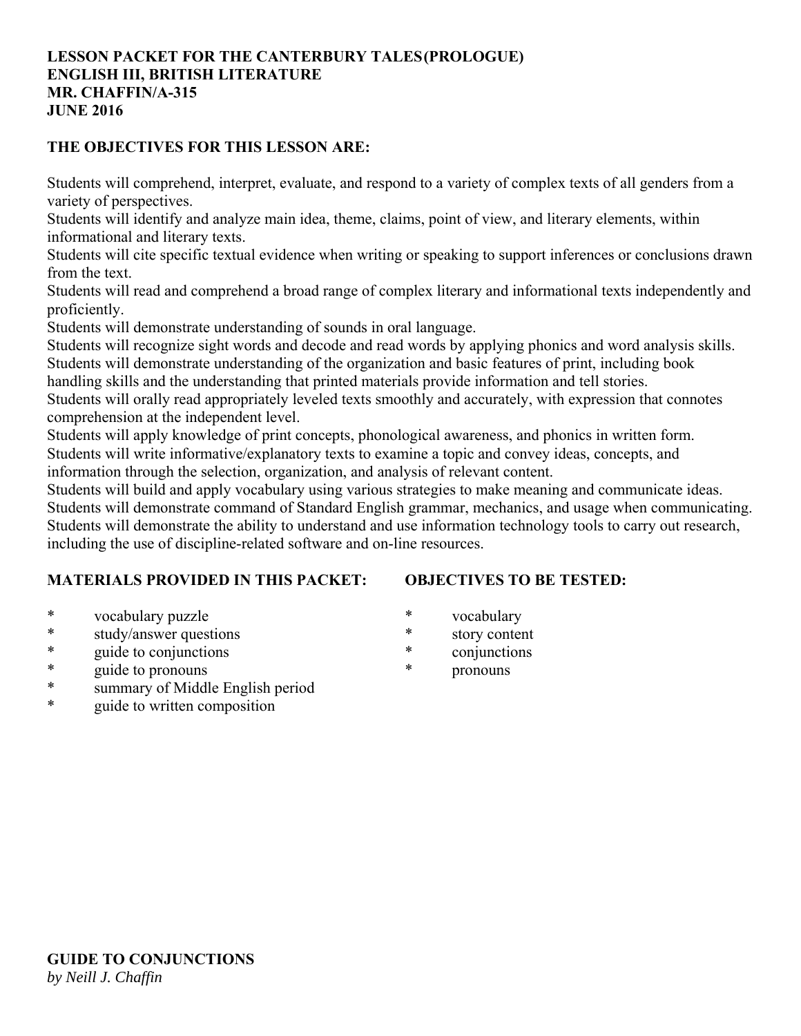**LESSON PACKET FOR THE CANTERBURY TALES(PROLOGUE)**
**ENGLISH III, BRITISH LITERATURE**
**MR. CHAFFIN/A-315**
**JUNE 2016**

**THE OBJECTIVES FOR THIS LESSON ARE:**

Students will comprehend, interpret, evaluate, and respond to a variety of complex texts of all genders from a variety of perspectives.
Students will identify and analyze main idea, theme, claims, point of view, and literary elements, within informational and literary texts.
Students will cite specific textual evidence when writing or speaking to support inferences or conclusions drawn from the text.
Students will read and comprehend a broad range of complex literary and informational texts independently and proficiently.
Students will demonstrate understanding of sounds in oral language.
Students will recognize sight words and decode and read words by applying phonics and word analysis skills.
Students will demonstrate understanding of the organization and basic features of print, including book handling skills and the understanding that printed materials provide information and tell stories.
Students will orally read appropriately leveled texts smoothly and accurately, with expression that connotes comprehension at the independent level.
Students will apply knowledge of print concepts, phonological awareness, and phonics in written form.
Students will write informative/explanatory texts to examine a topic and convey ideas, concepts, and information through the selection, organization, and analysis of relevant content.
Students will build and apply vocabulary using various strategies to make meaning and communicate ideas.
Students will demonstrate command of Standard English grammar, mechanics, and usage when communicating.
Students will demonstrate the ability to understand and use information technology tools to carry out research, including the use of discipline-related software and on-line resources.

**MATERIALS PROVIDED IN THIS PACKET:**

* vocabulary puzzle
* study/answer questions
* guide to conjunctions
* guide to pronouns
* summary of Middle English period
* guide to written composition

**OBJECTIVES TO BE TESTED:**

* vocabulary
* story content
* conjunctions
* pronouns

**GUIDE TO CONJUNCTIONS**
*by Neill J. Chaffin*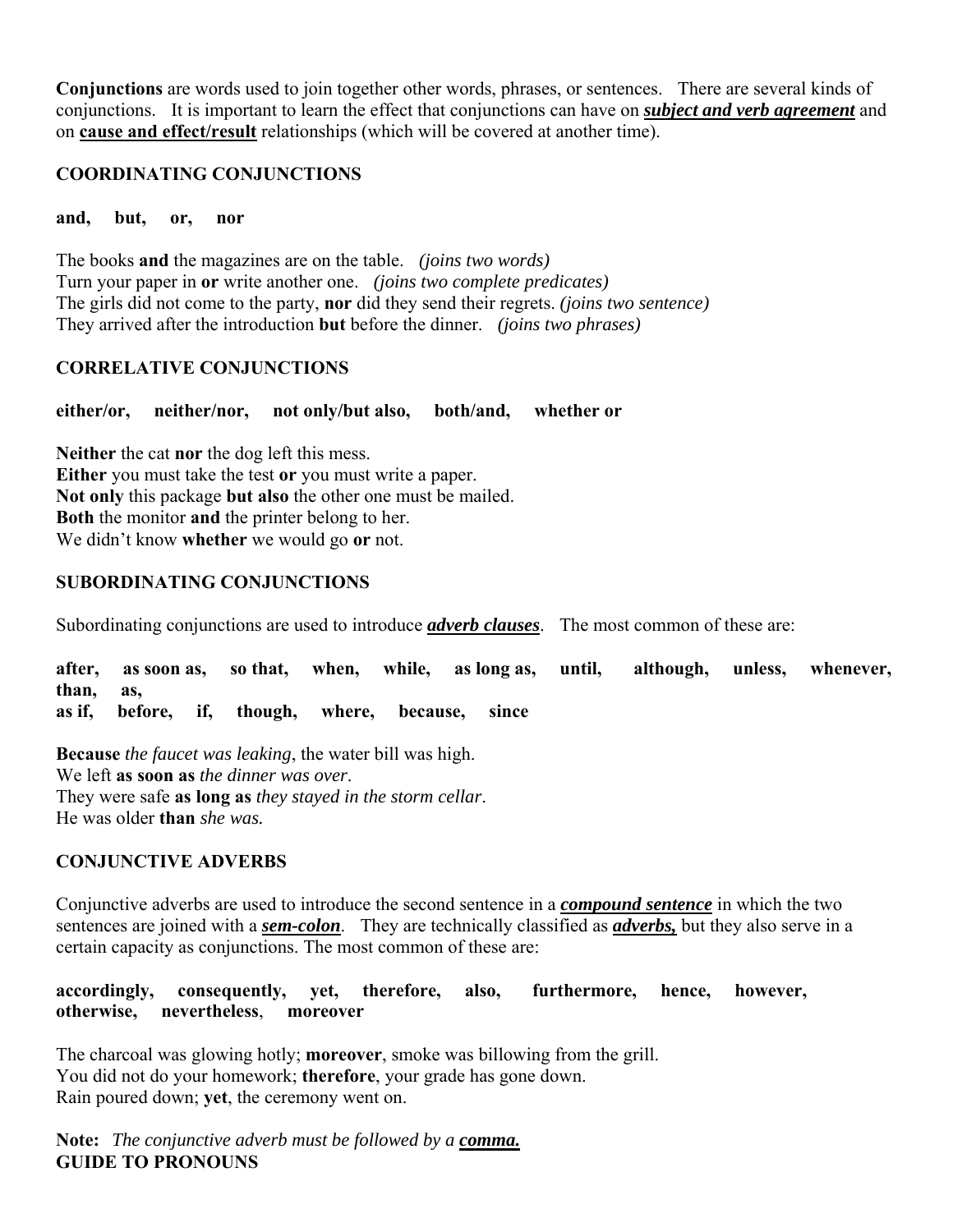**Conjunctions** are words used to join together other words, phrases, or sentences. There are several kinds of conjunctions. It is important to learn the effect that conjunctions can have on ***subject and verb agreement*** and on **cause and effect/result** relationships (which will be covered at another time).

### COORDINATING CONJUNCTIONS

**and, but, or, nor**

The books **and** the magazines are on the table. *(joins two words)*
Turn your paper in **or** write another one. *(joins two complete predicates)*
The girls did not come to the party, **nor** did they send their regrets. *(joins two sentence)*
They arrived after the introduction **but** before the dinner. *(joins two phrases)*

### CORRELATIVE CONJUNCTIONS

**either/or, neither/nor, not only/but also, both/and, whether or**

**Neither** the cat **nor** the dog left this mess.
**Either** you must take the test **or** you must write a paper.
**Not only** this package **but also** the other one must be mailed.
**Both** the monitor **and** the printer belong to her.
We didn't know **whether** we would go **or** not.

### SUBORDINATING CONJUNCTIONS

Subordinating conjunctions are used to introduce ***adverb clauses***. The most common of these are:

**after, as soon as, so that, when, while, as long as, until, although, unless, whenever, than, as, as if, before, if, though, where, because, since**

**Because** *the faucet was leaking*, the water bill was high.
We left **as soon as** *the dinner was over*.
They were safe **as long as** *they stayed in the storm cellar*.
He was older **than** *she was.*

### CONJUNCTIVE ADVERBS

Conjunctive adverbs are used to introduce the second sentence in a ***compound sentence*** in which the two sentences are joined with a ***sem-colon***. They are technically classified as ***adverbs,*** but they also serve in a certain capacity as conjunctions. The most common of these are:

**accordingly, consequently, yet, therefore, also, furthermore, hence, however, otherwise, nevertheless, moreover**

The charcoal was glowing hotly; **moreover**, smoke was billowing from the grill.
You did not do your homework; **therefore**, your grade has gone down.
Rain poured down; **yet**, the ceremony went on.

**Note:** *The conjunctive adverb must be followed by a* ***comma.***

### GUIDE TO PRONOUNS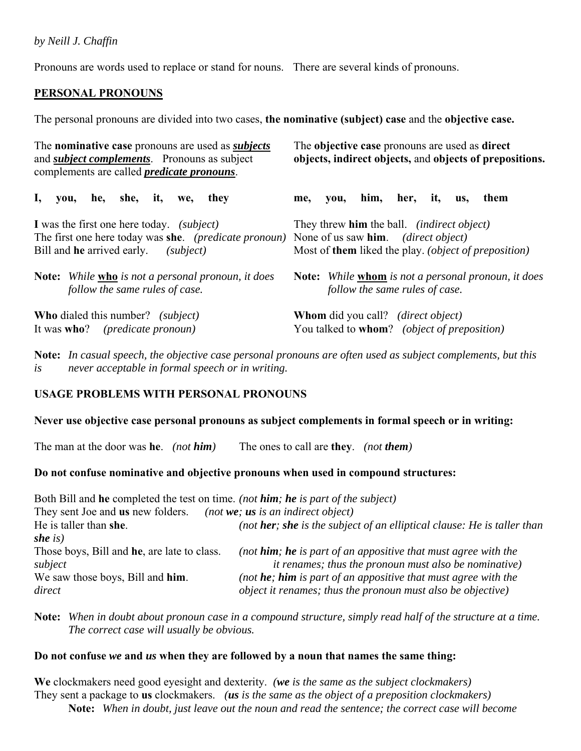*by Neill J. Chaffin*

Pronouns are words used to replace or stand for nouns. There are several kinds of pronouns.

## PERSONAL PRONOUNS

The personal pronouns are divided into two cases, **the nominative (subject) case** and the **objective case.**

The **nominative case** pronouns are used as ***subjects*** and ***subject complements***. Pronouns as subject complements are called ***predicate pronouns***.

**I, you, he, she, it, we, they**

**I** was the first one here today. *(subject)*
The first one here today was **she**. *(predicate pronoun)*
Bill and **he** arrived early. *(subject)*

**Note:** *While* **who** *is not a personal pronoun, it does follow the same rules of case.*

**Who** dialed this number? *(subject)*
It was **who**? *(predicate pronoun)*

The **objective case** pronouns are used as **direct objects, indirect objects,** and **objects of prepositions.**

**me, you, him, her, it, us, them**

They threw **him** the ball. *(indirect object)*
None of us saw **him**. *(direct object)*
Most of **them** liked the play. *(object of preposition)*

**Note:** *While* **whom** *is not a personal pronoun, it does follow the same rules of case.*

**Whom** did you call? *(direct object)*
You talked to **whom**? *(object of preposition)*

**Note:** *In casual speech, the objective case personal pronouns are often used as subject complements, but this is never acceptable in formal speech or in writing.*

### USAGE PROBLEMS WITH PERSONAL PRONOUNS

**Never use objective case personal pronouns as subject complements in formal speech or in writing:**

The man at the door was **he**. *(not **him**)* The ones to call are **they**. *(not **them**)*

**Do not confuse nominative and objective pronouns when used in compound structures:**

Both Bill and **he** completed the test on time. *(not **him**; **he** is part of the subject)*
They sent Joe and **us** new folders. *(not **we**; **us** is an indirect object)*
He is taller than **she**. *(not **her**; **she** is the subject of an elliptical clause: He is taller than **she** is)*
Those boys, Bill and **he**, are late to class. *(not **him**; **he** is part of an appositive that must agree with the subject it renames; thus the pronoun must also be nominative)*
We saw those boys, Bill and **him**. *(not **he**; **him** is part of an appositive that must agree with the direct object it renames; thus the pronoun must also be objective)*

**Note:** *When in doubt about pronoun case in a compound structure, simply read half of the structure at a time. The correct case will usually be obvious.*

**Do not confuse *we* and *us* when they are followed by a noun that names the same thing:**

**We** clockmakers need good eyesight and dexterity. *(**we** is the same as the subject clockmakers)*
They sent a package to **us** clockmakers. *(**us** is the same as the object of a preposition clockmakers)*

**Note:** *When in doubt, just leave out the noun and read the sentence; the correct case will become*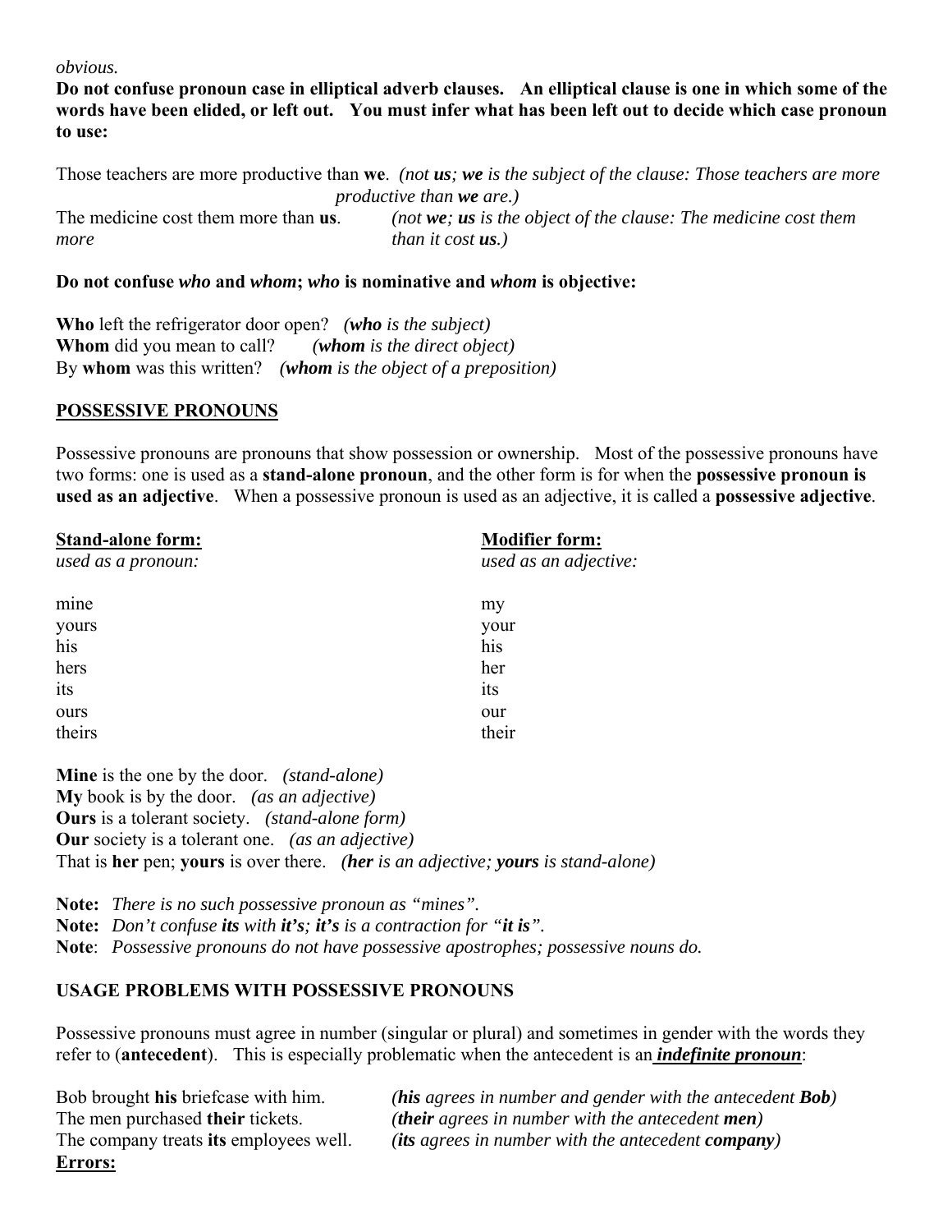*obvious.*

**Do not confuse pronoun case in elliptical adverb clauses. An elliptical clause is one in which some of the words have been elided, or left out. You must infer what has been left out to decide which case pronoun to use:**

Those teachers are more productive than **we**. *(not **us**; **we** is the subject of the clause: Those teachers are more productive than **we** are.)*

The medicine cost them more than **us**. *(not **we**; **us** is the object of the clause: The medicine cost them more than it cost **us**.)*

**Do not confuse *who* and *whom*; *who* is nominative and *whom* is objective:**

**Who** left the refrigerator door open? ***(who** is the subject)*
**Whom** did you mean to call? ***(whom** is the direct object)*
By **whom** was this written? ***(whom** is the object of a preposition)*

## POSSESSIVE PRONOUNS

Possessive pronouns are pronouns that show possession or ownership. Most of the possessive pronouns have two forms: one is used as a **stand-alone pronoun**, and the other form is for when the **possessive pronoun is used as an adjective**. When a possessive pronoun is used as an adjective, it is called a **possessive adjective**.

| **Stand-alone form:** *used as a pronoun:* | **Modifier form:** *used as an adjective:* |
|---|---|
| mine | my |
| yours | your |
| his | his |
| hers | her |
| its | its |
| ours | our |
| theirs | their |

**Mine** is the one by the door. *(stand-alone)*
**My** book is by the door. *(as an adjective)*
**Ours** is a tolerant society. *(stand-alone form)*
**Our** society is a tolerant one. *(as an adjective)*
That is **her** pen; **yours** is over there. ***(her** is an adjective; **yours** is stand-alone)*

**Note:** *There is no such possessive pronoun as "mines".*
**Note:** *Don't confuse **its** with **it's**; **it's** is a contraction for "**it is**".*
**Note**: *Possessive pronouns do not have possessive apostrophes; possessive nouns do.*

## USAGE PROBLEMS WITH POSSESSIVE PRONOUNS

Possessive pronouns must agree in number (singular or plural) and sometimes in gender with the words they refer to (**antecedent**). This is especially problematic when the antecedent is an ***indefinite pronoun***:

Bob brought **his** briefcase with him. ***(his** agrees in number and gender with the antecedent **Bob**)*
The men purchased **their** tickets. ***(their** agrees in number with the antecedent **men**)*
The company treats **its** employees well. ***(its** agrees in number with the antecedent **company**)*

**Errors:**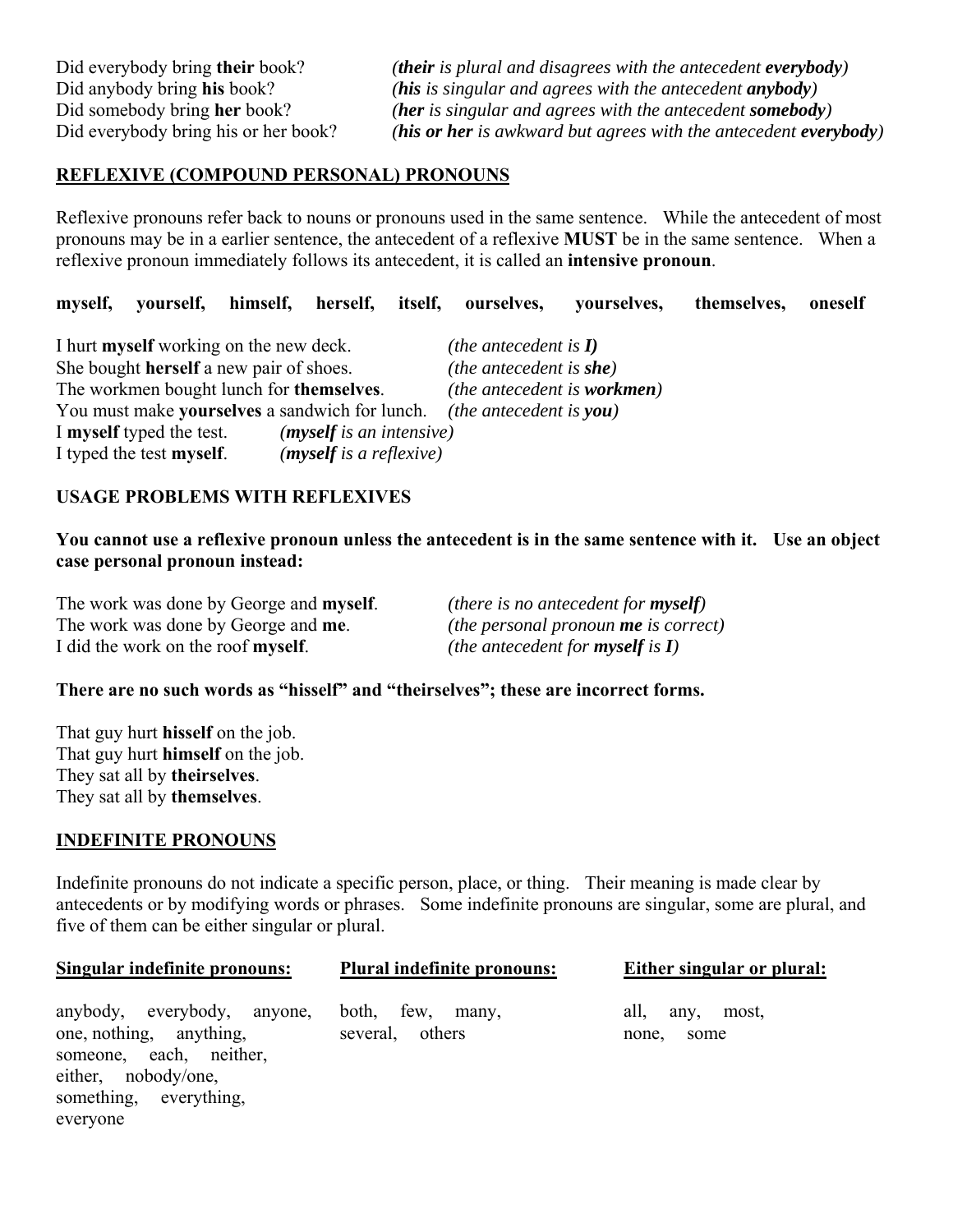Did everybody bring **their** book? *(**their** is plural and disagrees with the antecedent **everybody**)*
Did anybody bring **his** book? *(**his** is singular and agrees with the antecedent **anybody**)*
Did somebody bring **her** book? *(**her** is singular and agrees with the antecedent **somebody**)*
Did everybody bring his or her book? *(**his or her** is awkward but agrees with the antecedent **everybody**)*

## REFLEXIVE (COMPOUND PERSONAL) PRONOUNS

Reflexive pronouns refer back to nouns or pronouns used in the same sentence. While the antecedent of most pronouns may be in a earlier sentence, the antecedent of a reflexive **MUST** be in the same sentence. When a reflexive pronoun immediately follows its antecedent, it is called an **intensive pronoun**.

**myself, yourself, himself, herself, itself, ourselves, yourselves, themselves, oneself**

I hurt **myself** working on the new deck. *(the antecedent is **I**)*
She bought **herself** a new pair of shoes. *(the antecedent is **she**)*
The workmen bought lunch for **themselves**. *(the antecedent is **workmen**)*
You must make **yourselves** a sandwich for lunch. *(the antecedent is **you**)*
I **myself** typed the test. *(**myself** is an intensive)*
I typed the test **myself**. *(**myself** is a reflexive)*

### USAGE PROBLEMS WITH REFLEXIVES

**You cannot use a reflexive pronoun unless the antecedent is in the same sentence with it. Use an object case personal pronoun instead:**

The work was done by George and **myself**. *(there is no antecedent for **myself**)*
The work was done by George and **me**. *(the personal pronoun **me** is correct)*
I did the work on the roof **myself**. *(the antecedent for **myself** is **I**)*

**There are no such words as "hisself" and "theirselves"; these are incorrect forms.**

That guy hurt **hisself** on the job.
That guy hurt **himself** on the job.
They sat all by **theirselves**.
They sat all by **themselves**.

## INDEFINITE PRONOUNS

Indefinite pronouns do not indicate a specific person, place, or thing. Their meaning is made clear by antecedents or by modifying words or phrases. Some indefinite pronouns are singular, some are plural, and five of them can be either singular or plural.

| Singular indefinite pronouns: | Plural indefinite pronouns: | Either singular or plural: |
|---|---|---|
| anybody, everybody, anyone, one, nothing, anything, someone, each, neither, either, nobody/one, something, everything, everyone | both, few, many, several, others | all, any, most, none, some |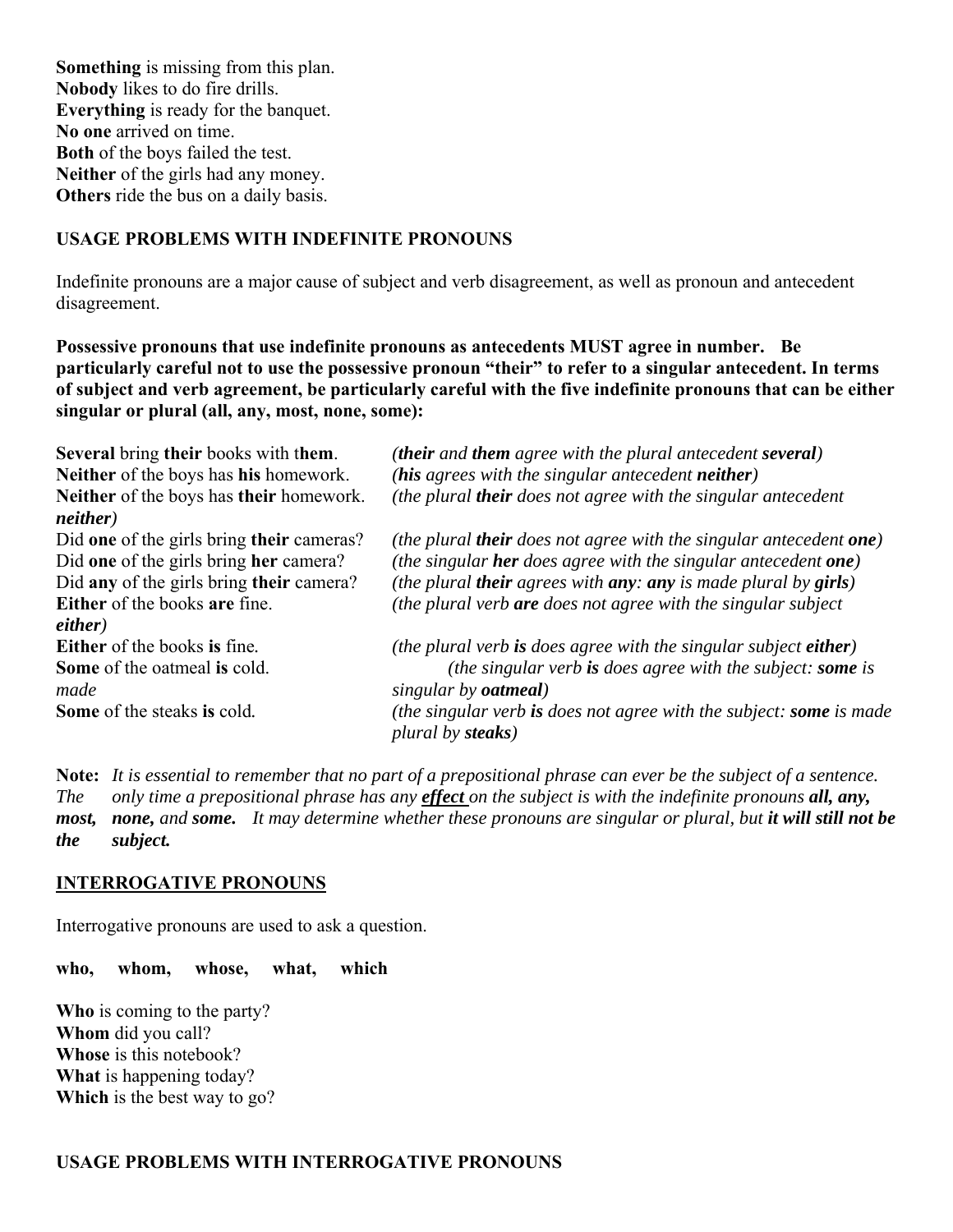**Something** is missing from this plan.
**Nobody** likes to do fire drills.
**Everything** is ready for the banquet.
**No one** arrived on time.
**Both** of the boys failed the test.
**Neither** of the girls had any money.
**Others** ride the bus on a daily basis.

### USAGE PROBLEMS WITH INDEFINITE PRONOUNS

Indefinite pronouns are a major cause of subject and verb disagreement, as well as pronoun and antecedent disagreement.

**Possessive pronouns that use indefinite pronouns as antecedents MUST agree in number. Be particularly careful not to use the possessive pronoun "their" to refer to a singular antecedent. In terms of subject and verb agreement, be particularly careful with the five indefinite pronouns that can be either singular or plural (all, any, most, none, some):**

**Several** bring **their** books with t**hem**. *(**their** and **them** agree with the plural antecedent **several**)*
**Neither** of the boys has **his** homework. *(**his** agrees with the singular antecedent **neither**)*
**Neither** of the boys has **their** homework. *(the plural **their** does not agree with the singular antecedent **neither**)*
Did **one** of the girls bring **their** cameras? *(the plural **their** does not agree with the singular antecedent **one**)*
Did **one** of the girls bring **her** camera? *(the singular **her** does agree with the singular antecedent **one**)*
Did **any** of the girls bring **their** camera? *(the plural **their** agrees with **any**: **any** is made plural by **girls**)*
**Either** of the books **are** fine. *(the plural verb **are** does not agree with the singular subject **either**)*
**Either** of the books **is** fine. *(the plural verb **is** does agree with the singular subject **either**)*
**Some** of the oatmeal **is** cold. *(the singular verb **is** does agree with the subject: **some** is made singular by **oatmeal**)*
**Some** of the steaks **is** cold. *(the singular verb **is** does not agree with the subject: **some** is made plural by **steaks**)*

**Note:** *It is essential to remember that no part of a prepositional phrase can ever be the subject of a sentence. The only time a prepositional phrase has any **effect** on the subject is with the indefinite pronouns **all, any, most, none,** and **some.** It may determine whether these pronouns are singular or plural, but **it will still not be the subject.***

### INTERROGATIVE PRONOUNS

Interrogative pronouns are used to ask a question.

**who, whom, whose, what, which**

**Who** is coming to the party?
**Whom** did you call?
**Whose** is this notebook?
**What** is happening today?
**Which** is the best way to go?

### USAGE PROBLEMS WITH INTERROGATIVE PRONOUNS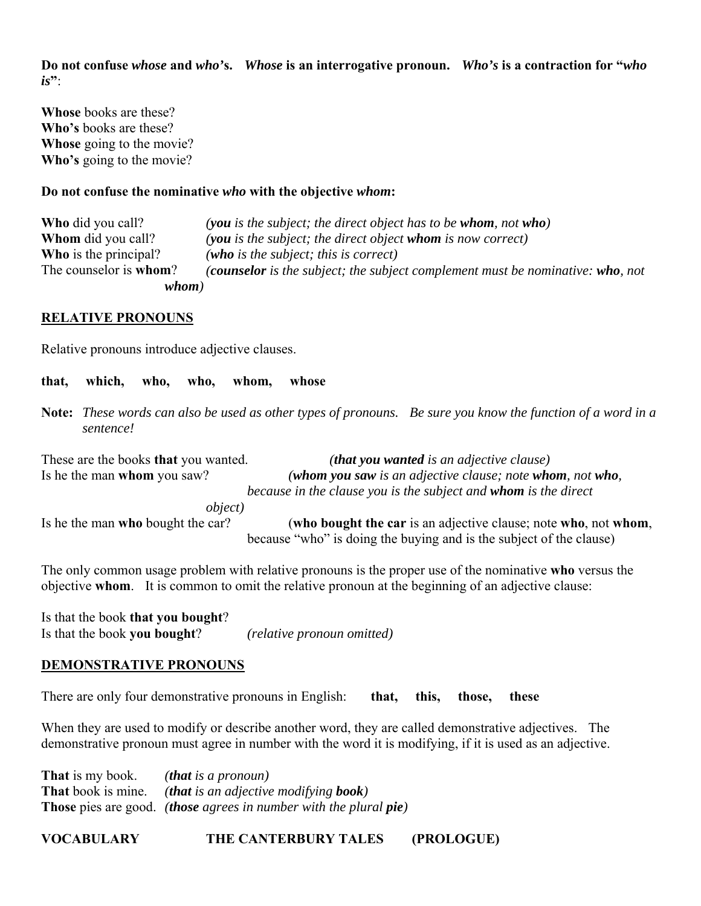**Do not confuse *whose* and *who's*. *Whose* is an interrogative pronoun. *Who's* is a contraction for "*who is*"**:

**Whose** books are these?
**Who's** books are these?
**Whose** going to the movie?
**Who's** going to the movie?

**Do not confuse the nominative *who* with the objective *whom*:**

**Who** did you call? *(**you** is the subject; the direct object has to be **whom**, not **who**)*
**Whom** did you call? *(**you** is the subject; the direct object **whom** is now correct)*
**Who** is the principal? *(**who** is the subject; this is correct)*
The counselor is **whom**? *(**counselor** is the subject; the subject complement must be nominative: **who**, not **whom**)*

## RELATIVE PRONOUNS

Relative pronouns introduce adjective clauses.

**that, which, who, who, whom, whose**

**Note:** *These words can also be used as other types of pronouns. Be sure you know the function of a word in a sentence!*

These are the books **that** you wanted. *(**that you wanted** is an adjective clause)*
Is he the man **whom** you saw? *(**whom you saw** is an adjective clause; note **whom**, not **who**, because in the clause you is the subject and **whom** is the direct object)*
Is he the man **who** bought the car? (**who bought the car** is an adjective clause; note **who**, not **whom**, because "who" is doing the buying and is the subject of the clause)

The only common usage problem with relative pronouns is the proper use of the nominative **who** versus the objective **whom**. It is common to omit the relative pronoun at the beginning of an adjective clause:

Is that the book **that you bought**?
Is that the book **you bought**? *(relative pronoun omitted)*

## DEMONSTRATIVE PRONOUNS

There are only four demonstrative pronouns in English: **that, this, those, these**

When they are used to modify or describe another word, they are called demonstrative adjectives. The demonstrative pronoun must agree in number with the word it is modifying, if it is used as an adjective.

**That** is my book. *(**that** is a pronoun)*
**That** book is mine. *(**that** is an adjective modifying **book**)*
**Those** pies are good. *(**those** agrees in number with the plural **pie**)*

**VOCABULARY THE CANTERBURY TALES (PROLOGUE)**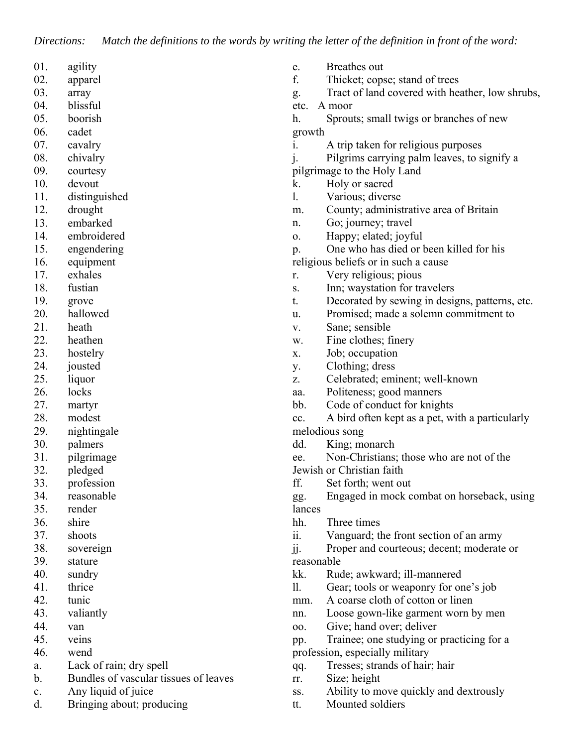*Directions: Match the definitions to the words by writing the letter of the definition in front of the word:*

01. agility
02. apparel
03. array
04. blissful
05. boorish
06. cadet
07. cavalry
08. chivalry
09. courtesy
10. devout
11. distinguished
12. drought
13. embarked
14. embroidered
15. engendering
16. equipment
17. exhales
18. fustian
19. grove
20. hallowed
21. heath
22. heathen
23. hostelry
24. jousted
25. liquor
26. locks
27. martyr
28. modest
29. nightingale
30. palmers
31. pilgrimage
32. pledged
33. profession
34. reasonable
35. render
36. shire
37. shoots
38. sovereign
39. stature
40. sundry
41. thrice
42. tunic
43. valiantly
44. van
45. veins
46. wend

a. Lack of rain; dry spell
b. Bundles of vascular tissues of leaves
c. Any liquid of juice
d. Bringing about; producing
e. Breathes out
f. Thicket; copse; stand of trees
g. Tract of land covered with heather, low shrubs, etc. A moor
h. Sprouts; small twigs or branches of new growth
i. A trip taken for religious purposes
j. Pilgrims carrying palm leaves, to signify a pilgrimage to the Holy Land
k. Holy or sacred
l. Various; diverse
m. County; administrative area of Britain
n. Go; journey; travel
o. Happy; elated; joyful
p. One who has died or been killed for his religious beliefs or in such a cause
r. Very religious; pious
s. Inn; waystation for travelers
t. Decorated by sewing in designs, patterns, etc.
u. Promised; made a solemn commitment to
v. Sane; sensible
w. Fine clothes; finery
x. Job; occupation
y. Clothing; dress
z. Celebrated; eminent; well-known
aa. Politeness; good manners
bb. Code of conduct for knights
cc. A bird often kept as a pet, with a particularly melodious song
dd. King; monarch
ee. Non-Christians; those who are not of the Jewish or Christian faith
ff. Set forth; went out
gg. Engaged in mock combat on horseback, using lances
hh. Three times
ii. Vanguard; the front section of an army
jj. Proper and courteous; decent; moderate or reasonable
kk. Rude; awkward; ill-mannered
ll. Gear; tools or weaponry for one's job
mm. A coarse cloth of cotton or linen
nn. Loose gown-like garment worn by men
oo. Give; hand over; deliver
pp. Trainee; one studying or practicing for a profession, especially military
qq. Tresses; strands of hair; hair
rr. Size; height
ss. Ability to move quickly and dextrously
tt. Mounted soldiers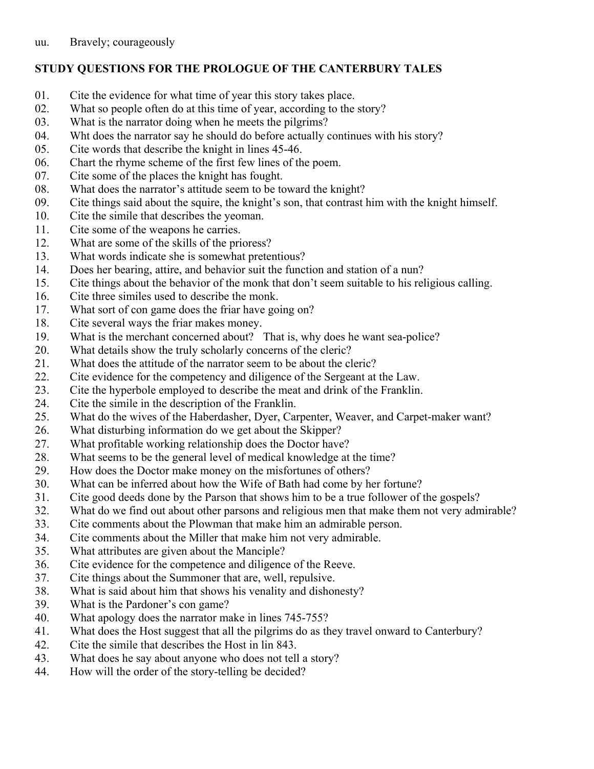uu. Bravely; courageously

**STUDY QUESTIONS FOR THE PROLOGUE OF THE CANTERBURY TALES**

01. Cite the evidence for what time of year this story takes place.
02. What so people often do at this time of year, according to the story?
03. What is the narrator doing when he meets the pilgrims?
04. Wht does the narrator say he should do before actually continues with his story?
05. Cite words that describe the knight in lines 45-46.
06. Chart the rhyme scheme of the first few lines of the poem.
07. Cite some of the places the knight has fought.
08. What does the narrator's attitude seem to be toward the knight?
09. Cite things said about the squire, the knight's son, that contrast him with the knight himself.
10. Cite the simile that describes the yeoman.
11. Cite some of the weapons he carries.
12. What are some of the skills of the prioress?
13. What words indicate she is somewhat pretentious?
14. Does her bearing, attire, and behavior suit the function and station of a nun?
15. Cite things about the behavior of the monk that don't seem suitable to his religious calling.
16. Cite three similes used to describe the monk.
17. What sort of con game does the friar have going on?
18. Cite several ways the friar makes money.
19. What is the merchant concerned about?   That is, why does he want sea-police?
20. What details show the truly scholarly concerns of the cleric?
21. What does the attitude of the narrator seem to be about the cleric?
22. Cite evidence for the competency and diligence of the Sergeant at the Law.
23. Cite the hyperbole employed to describe the meat and drink of the Franklin.
24. Cite the simile in the description of the Franklin.
25. What do the wives of the Haberdasher, Dyer, Carpenter, Weaver, and Carpet-maker want?
26. What disturbing information do we get about the Skipper?
27. What profitable working relationship does the Doctor have?
28. What seems to be the general level of medical knowledge at the time?
29. How does the Doctor make money on the misfortunes of others?
30. What can be inferred about how the Wife of Bath had come by her fortune?
31. Cite good deeds done by the Parson that shows him to be a true follower of the gospels?
32. What do we find out about other parsons and religious men that make them not very admirable?
33. Cite comments about the Plowman that make him an admirable person.
34. Cite comments about the Miller that make him not very admirable.
35. What attributes are given about the Manciple?
36. Cite evidence for the competence and diligence of the Reeve.
37. Cite things about the Summoner that are, well, repulsive.
38. What is said about him that shows his venality and dishonesty?
39. What is the Pardoner's con game?
40. What apology does the narrator make in lines 745-755?
41. What does the Host suggest that all the pilgrims do as they travel onward to Canterbury?
42. Cite the simile that describes the Host in lin 843.
43. What does he say about anyone who does not tell a story?
44. How will the order of the story-telling be decided?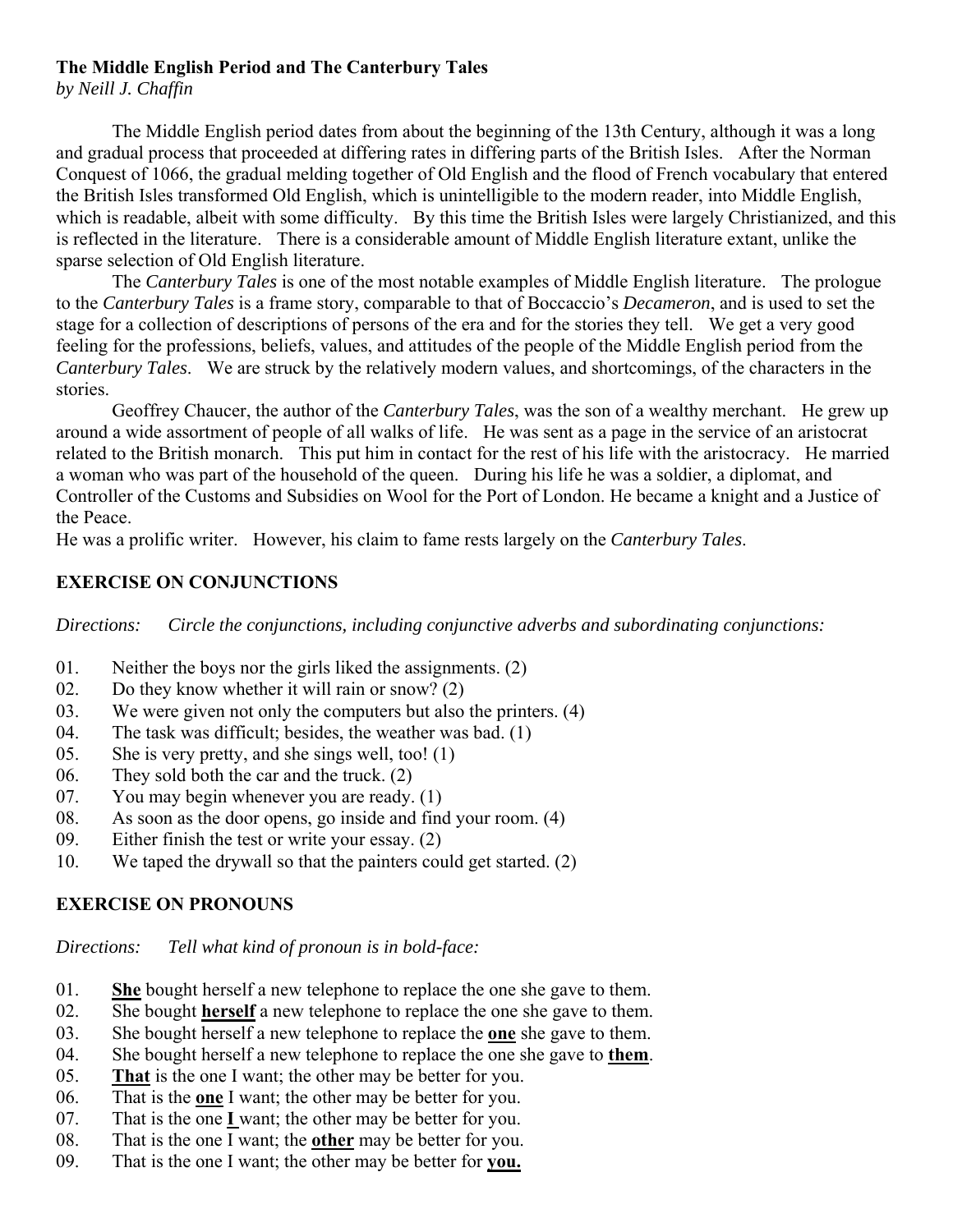**The Middle English Period and The Canterbury Tales**
*by Neill J. Chaffin*

The Middle English period dates from about the beginning of the 13th Century, although it was a long and gradual process that proceeded at differing rates in differing parts of the British Isles. After the Norman Conquest of 1066, the gradual melding together of Old English and the flood of French vocabulary that entered the British Isles transformed Old English, which is unintelligible to the modern reader, into Middle English, which is readable, albeit with some difficulty. By this time the British Isles were largely Christianized, and this is reflected in the literature. There is a considerable amount of Middle English literature extant, unlike the sparse selection of Old English literature.

The *Canterbury Tales* is one of the most notable examples of Middle English literature. The prologue to the *Canterbury Tales* is a frame story, comparable to that of Boccaccio's *Decameron*, and is used to set the stage for a collection of descriptions of persons of the era and for the stories they tell. We get a very good feeling for the professions, beliefs, values, and attitudes of the people of the Middle English period from the *Canterbury Tales*. We are struck by the relatively modern values, and shortcomings, of the characters in the stories.

Geoffrey Chaucer, the author of the *Canterbury Tales*, was the son of a wealthy merchant. He grew up around a wide assortment of people of all walks of life. He was sent as a page in the service of an aristocrat related to the British monarch. This put him in contact for the rest of his life with the aristocracy. He married a woman who was part of the household of the queen. During his life he was a soldier, a diplomat, and Controller of the Customs and Subsidies on Wool for the Port of London. He became a knight and a Justice of the Peace.
He was a prolific writer. However, his claim to fame rests largely on the *Canterbury Tales*.

**EXERCISE ON CONJUNCTIONS**

*Directions: Circle the conjunctions, including conjunctive adverbs and subordinating conjunctions:*

01. Neither the boys nor the girls liked the assignments. (2)
02. Do they know whether it will rain or snow? (2)
03. We were given not only the computers but also the printers. (4)
04. The task was difficult; besides, the weather was bad. (1)
05. She is very pretty, and she sings well, too! (1)
06. They sold both the car and the truck. (2)
07. You may begin whenever you are ready. (1)
08. As soon as the door opens, go inside and find your room. (4)
09. Either finish the test or write your essay. (2)
10. We taped the drywall so that the painters could get started. (2)

**EXERCISE ON PRONOUNS**

*Directions: Tell what kind of pronoun is in bold-face:*

01. **<u>She</u>** bought herself a new telephone to replace the one she gave to them.
02. She bought **<u>herself</u>** a new telephone to replace the one she gave to them.
03. She bought herself a new telephone to replace the **<u>one</u>** she gave to them.
04. She bought herself a new telephone to replace the one she gave to **<u>them</u>**.
05. **<u>That</u>** is the one I want; the other may be better for you.
06. That is the **<u>one</u>** I want; the other may be better for you.
07. That is the one **<u>I</u>** want; the other may be better for you.
08. That is the one I want; the **<u>other</u>** may be better for you.
09. That is the one I want; the other may be better for **<u>you.</u>**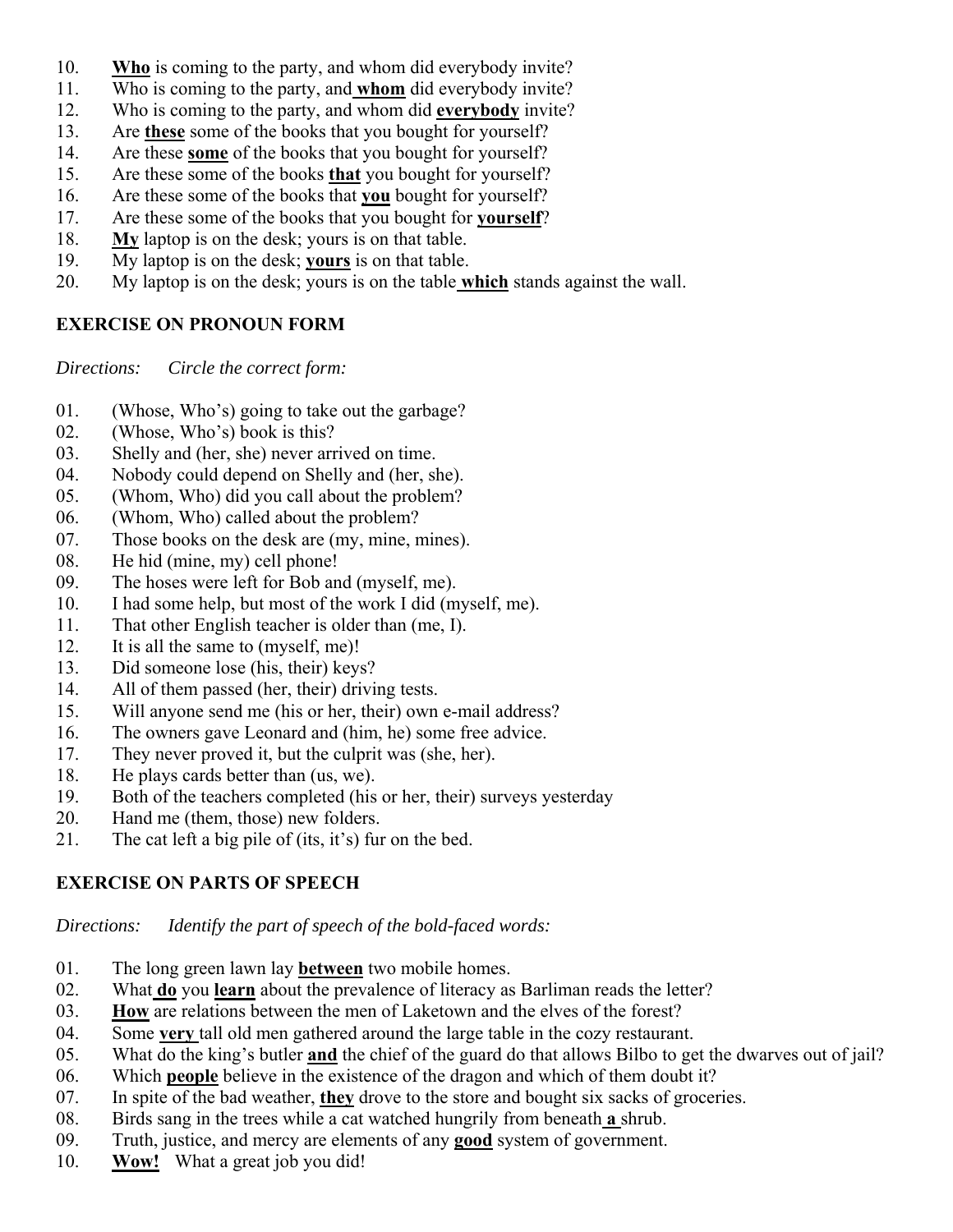10. **Who** is coming to the party, and whom did everybody invite?
11. Who is coming to the party, and **whom** did everybody invite?
12. Who is coming to the party, and whom did **everybody** invite?
13. Are **these** some of the books that you bought for yourself?
14. Are these **some** of the books that you bought for yourself?
15. Are these some of the books **that** you bought for yourself?
16. Are these some of the books that **you** bought for yourself?
17. Are these some of the books that you bought for **yourself**?
18. **My** laptop is on the desk; yours is on that table.
19. My laptop is on the desk; **yours** is on that table.
20. My laptop is on the desk; yours is on the table **which** stands against the wall.

## EXERCISE ON PRONOUN FORM

*Directions: Circle the correct form:*

01. (Whose, Who's) going to take out the garbage?
02. (Whose, Who's) book is this?
03. Shelly and (her, she) never arrived on time.
04. Nobody could depend on Shelly and (her, she).
05. (Whom, Who) did you call about the problem?
06. (Whom, Who) called about the problem?
07. Those books on the desk are (my, mine, mines).
08. He hid (mine, my) cell phone!
09. The hoses were left for Bob and (myself, me).
10. I had some help, but most of the work I did (myself, me).
11. That other English teacher is older than (me, I).
12. It is all the same to (myself, me)!
13. Did someone lose (his, their) keys?
14. All of them passed (her, their) driving tests.
15. Will anyone send me (his or her, their) own e-mail address?
16. The owners gave Leonard and (him, he) some free advice.
17. They never proved it, but the culprit was (she, her).
18. He plays cards better than (us, we).
19. Both of the teachers completed (his or her, their) surveys yesterday
20. Hand me (them, those) new folders.
21. The cat left a big pile of (its, it's) fur on the bed.

## EXERCISE ON PARTS OF SPEECH

*Directions: Identify the part of speech of the bold-faced words:*

01. The long green lawn lay **between** two mobile homes.
02. What **do** you **learn** about the prevalence of literacy as Barliman reads the letter?
03. **How** are relations between the men of Laketown and the elves of the forest?
04. Some **very** tall old men gathered around the large table in the cozy restaurant.
05. What do the king's butler **and** the chief of the guard do that allows Bilbo to get the dwarves out of jail?
06. Which **people** believe in the existence of the dragon and which of them doubt it?
07. In spite of the bad weather, **they** drove to the store and bought six sacks of groceries.
08. Birds sang in the trees while a cat watched hungrily from beneath **a** shrub.
09. Truth, justice, and mercy are elements of any **good** system of government.
10. **Wow!** What a great job you did!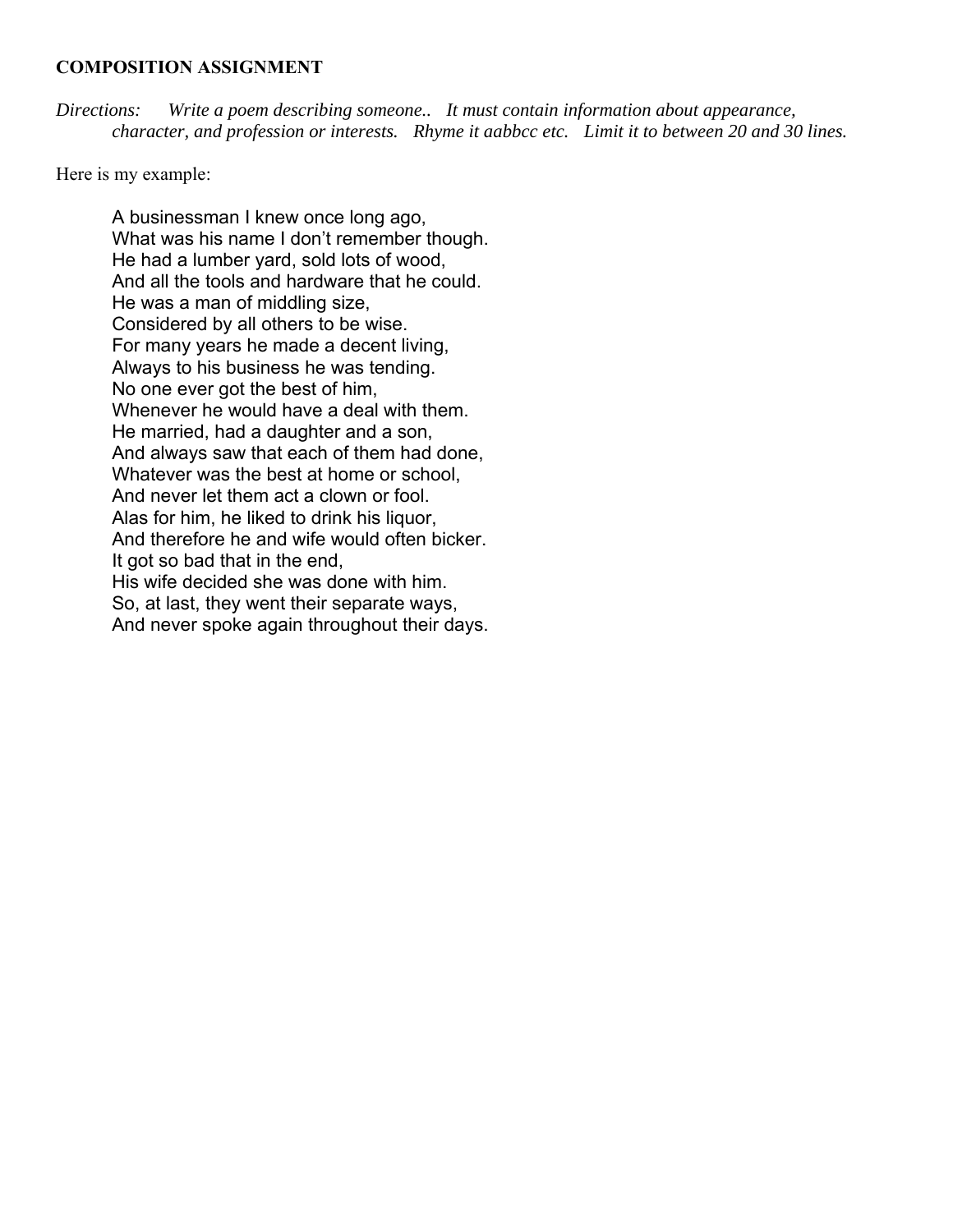**COMPOSITION ASSIGNMENT**

*Directions: Write a poem describing someone.. It must contain information about appearance, character, and profession or interests. Rhyme it aabbcc etc. Limit it to between 20 and 30 lines.*

Here is my example:

A businessman I knew once long ago,  
What was his name I don't remember though.  
He had a lumber yard, sold lots of wood,  
And all the tools and hardware that he could.  
He was a man of middling size,  
Considered by all others to be wise.  
For many years he made a decent living,  
Always to his business he was tending.  
No one ever got the best of him,  
Whenever he would have a deal with them.  
He married, had a daughter and a son,  
And always saw that each of them had done,  
Whatever was the best at home or school,  
And never let them act a clown or fool.  
Alas for him, he liked to drink his liquor,  
And therefore he and wife would often bicker.  
It got so bad that in the end,  
His wife decided she was done with him.  
So, at last, they went their separate ways,  
And never spoke again throughout their days.